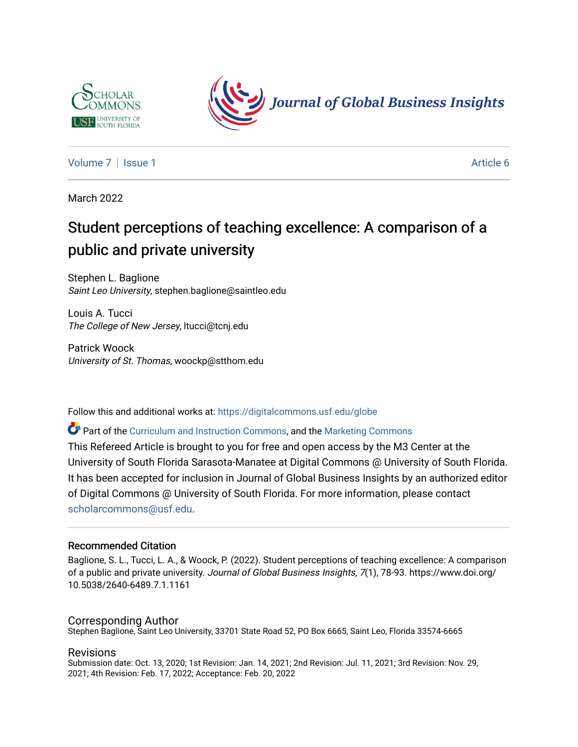Volume 7 | Issue 1 Article 6

March 2022

# Student perceptions of teaching excellence: A comparison of a public and private university

Stephen L. Baglione
*Saint Leo University*, stephen.baglione@saintleo.edu

Louis A. Tucci
*The College of New Jersey*, ltucci@tcnj.edu

Patrick Woock
*University of St. Thomas*, woockp@stthom.edu

Follow this and additional works at: https://digitalcommons.usf.edu/globe

Part of the Curriculum and Instruction Commons, and the Marketing Commons

This Refereed Article is brought to you for free and open access by the M3 Center at the University of South Florida Sarasota-Manatee at Digital Commons @ University of South Florida. It has been accepted for inclusion in Journal of Global Business Insights by an authorized editor of Digital Commons @ University of South Florida. For more information, please contact scholarcommons@usf.edu.

## Recommended Citation

Baglione, S. L., Tucci, L. A., & Woock, P. (2022). Student perceptions of teaching excellence: A comparison of a public and private university. *Journal of Global Business Insights, 7*(1), 78-93. https://www.doi.org/10.5038/2640-6489.7.1.1161

## Corresponding Author

Stephen Baglione, Saint Leo University, 33701 State Road 52, PO Box 6665, Saint Leo, Florida 33574-6665

## Revisions

Submission date: Oct. 13, 2020; 1st Revision: Jan. 14, 2021; 2nd Revision: Jul. 11, 2021; 3rd Revision: Nov. 29, 2021; 4th Revision: Feb. 17, 2022; Acceptance: Feb. 20, 2022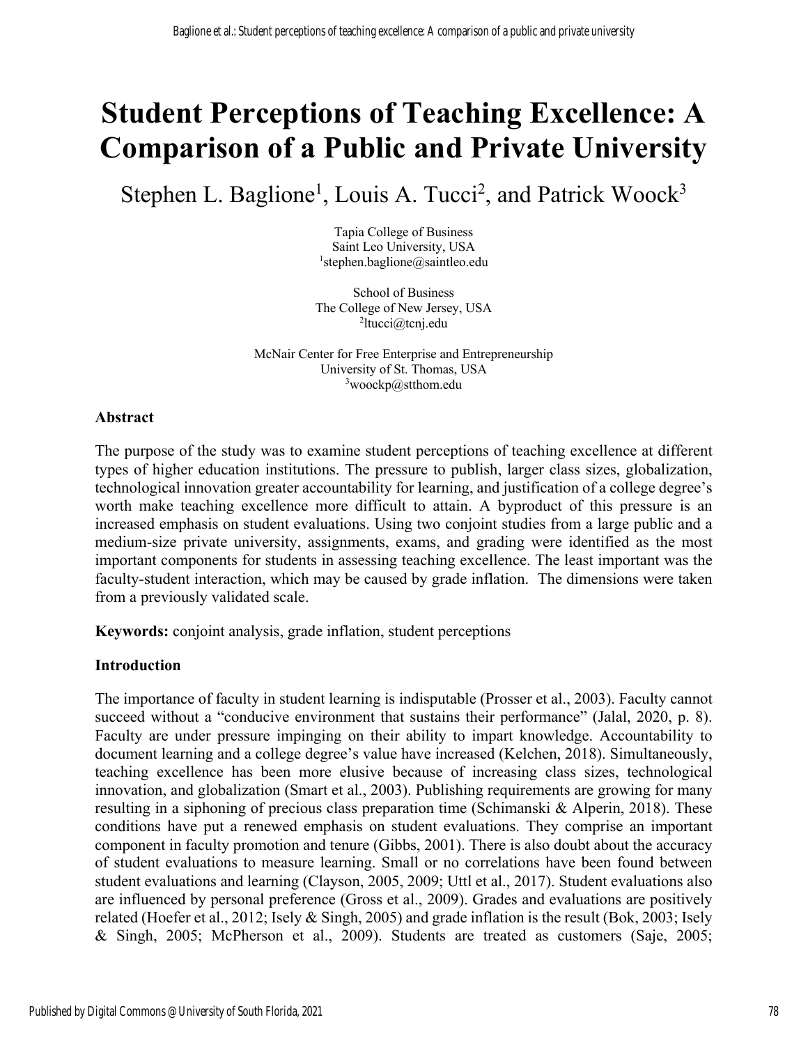# Student Perceptions of Teaching Excellence: A Comparison of a Public and Private University

Stephen L. Baglione[1], Louis A. Tucci[2], and Patrick Woock[3]

Tapia College of Business
Saint Leo University, USA
[1]stephen.baglione@saintleo.edu

School of Business
The College of New Jersey, USA
[2]ltucci@tcnj.edu

McNair Center for Free Enterprise and Entrepreneurship
University of St. Thomas, USA
[3]woockp@stthom.edu

### Abstract

The purpose of the study was to examine student perceptions of teaching excellence at different types of higher education institutions. The pressure to publish, larger class sizes, globalization, technological innovation greater accountability for learning, and justification of a college degree's worth make teaching excellence more difficult to attain. A byproduct of this pressure is an increased emphasis on student evaluations. Using two conjoint studies from a large public and a medium-size private university, assignments, exams, and grading were identified as the most important components for students in assessing teaching excellence. The least important was the faculty-student interaction, which may be caused by grade inflation. The dimensions were taken from a previously validated scale.

**Keywords:** conjoint analysis, grade inflation, student perceptions

### Introduction

The importance of faculty in student learning is indisputable (Prosser et al., 2003). Faculty cannot succeed without a "conducive environment that sustains their performance" (Jalal, 2020, p. 8). Faculty are under pressure impinging on their ability to impart knowledge. Accountability to document learning and a college degree's value have increased (Kelchen, 2018). Simultaneously, teaching excellence has been more elusive because of increasing class sizes, technological innovation, and globalization (Smart et al., 2003). Publishing requirements are growing for many resulting in a siphoning of precious class preparation time (Schimanski & Alperin, 2018). These conditions have put a renewed emphasis on student evaluations. They comprise an important component in faculty promotion and tenure (Gibbs, 2001). There is also doubt about the accuracy of student evaluations to measure learning. Small or no correlations have been found between student evaluations and learning (Clayson, 2005, 2009; Uttl et al., 2017). Student evaluations also are influenced by personal preference (Gross et al., 2009). Grades and evaluations are positively related (Hoefer et al., 2012; Isely & Singh, 2005) and grade inflation is the result (Bok, 2003; Isely & Singh, 2005; McPherson et al., 2009). Students are treated as customers (Saje, 2005;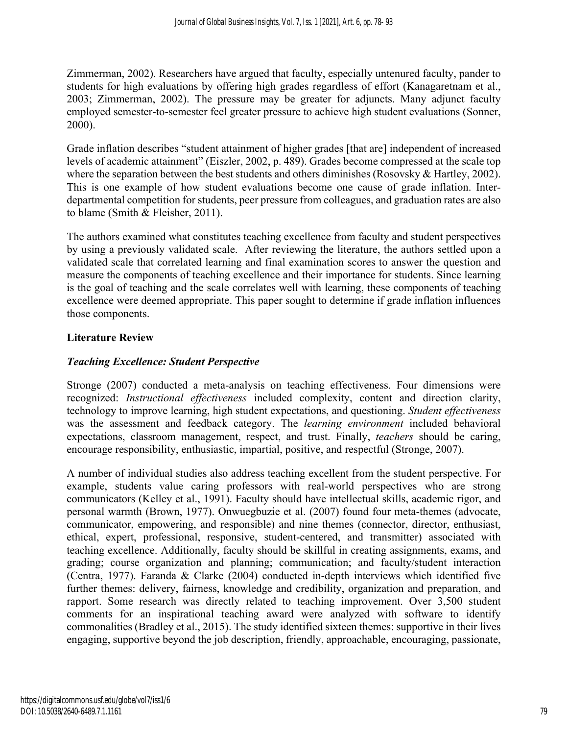Zimmerman, 2002). Researchers have argued that faculty, especially untenured faculty, pander to students for high evaluations by offering high grades regardless of effort (Kanagaretnam et al., 2003; Zimmerman, 2002). The pressure may be greater for adjuncts. Many adjunct faculty employed semester-to-semester feel greater pressure to achieve high student evaluations (Sonner, 2000).

Grade inflation describes "student attainment of higher grades [that are] independent of increased levels of academic attainment" (Eiszler, 2002, p. 489). Grades become compressed at the scale top where the separation between the best students and others diminishes (Rosovsky & Hartley, 2002). This is one example of how student evaluations become one cause of grade inflation. Inter-departmental competition for students, peer pressure from colleagues, and graduation rates are also to blame (Smith & Fleisher, 2011).

The authors examined what constitutes teaching excellence from faculty and student perspectives by using a previously validated scale. After reviewing the literature, the authors settled upon a validated scale that correlated learning and final examination scores to answer the question and measure the components of teaching excellence and their importance for students. Since learning is the goal of teaching and the scale correlates well with learning, these components of teaching excellence were deemed appropriate. This paper sought to determine if grade inflation influences those components.

## Literature Review

### *Teaching Excellence: Student Perspective*

Stronge (2007) conducted a meta-analysis on teaching effectiveness. Four dimensions were recognized: *Instructional effectiveness* included complexity, content and direction clarity, technology to improve learning, high student expectations, and questioning. *Student effectiveness* was the assessment and feedback category. The *learning environment* included behavioral expectations, classroom management, respect, and trust. Finally, *teachers* should be caring, encourage responsibility, enthusiastic, impartial, positive, and respectful (Stronge, 2007).

A number of individual studies also address teaching excellent from the student perspective. For example, students value caring professors with real-world perspectives who are strong communicators (Kelley et al., 1991). Faculty should have intellectual skills, academic rigor, and personal warmth (Brown, 1977). Onwuegbuzie et al. (2007) found four meta-themes (advocate, communicator, empowering, and responsible) and nine themes (connector, director, enthusiast, ethical, expert, professional, responsive, student-centered, and transmitter) associated with teaching excellence. Additionally, faculty should be skillful in creating assignments, exams, and grading; course organization and planning; communication; and faculty/student interaction (Centra, 1977). Faranda & Clarke (2004) conducted in-depth interviews which identified five further themes: delivery, fairness, knowledge and credibility, organization and preparation, and rapport. Some research was directly related to teaching improvement. Over 3,500 student comments for an inspirational teaching award were analyzed with software to identify commonalities (Bradley et al., 2015). The study identified sixteen themes: supportive in their lives engaging, supportive beyond the job description, friendly, approachable, encouraging, passionate,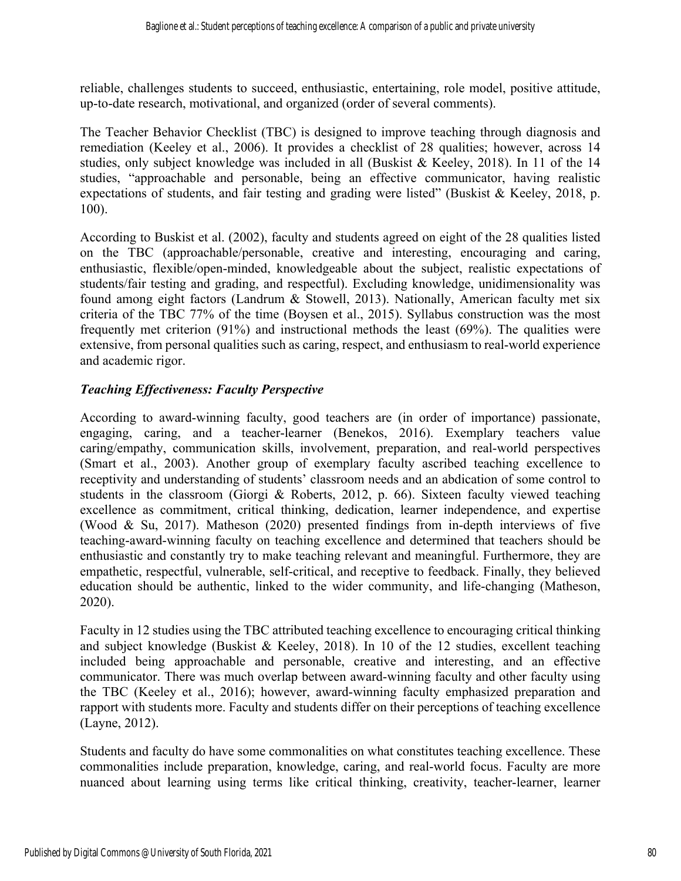reliable, challenges students to succeed, enthusiastic, entertaining, role model, positive attitude, up-to-date research, motivational, and organized (order of several comments).

The Teacher Behavior Checklist (TBC) is designed to improve teaching through diagnosis and remediation (Keeley et al., 2006). It provides a checklist of 28 qualities; however, across 14 studies, only subject knowledge was included in all (Buskist & Keeley, 2018). In 11 of the 14 studies, "approachable and personable, being an effective communicator, having realistic expectations of students, and fair testing and grading were listed" (Buskist & Keeley, 2018, p. 100).

According to Buskist et al. (2002), faculty and students agreed on eight of the 28 qualities listed on the TBC (approachable/personable, creative and interesting, encouraging and caring, enthusiastic, flexible/open-minded, knowledgeable about the subject, realistic expectations of students/fair testing and grading, and respectful). Excluding knowledge, unidimensionality was found among eight factors (Landrum & Stowell, 2013). Nationally, American faculty met six criteria of the TBC 77% of the time (Boysen et al., 2015). Syllabus construction was the most frequently met criterion (91%) and instructional methods the least (69%). The qualities were extensive, from personal qualities such as caring, respect, and enthusiasm to real-world experience and academic rigor.

### *Teaching Effectiveness: Faculty Perspective*

According to award-winning faculty, good teachers are (in order of importance) passionate, engaging, caring, and a teacher-learner (Benekos, 2016). Exemplary teachers value caring/empathy, communication skills, involvement, preparation, and real-world perspectives (Smart et al., 2003). Another group of exemplary faculty ascribed teaching excellence to receptivity and understanding of students' classroom needs and an abdication of some control to students in the classroom (Giorgi & Roberts, 2012, p. 66). Sixteen faculty viewed teaching excellence as commitment, critical thinking, dedication, learner independence, and expertise (Wood & Su, 2017). Matheson (2020) presented findings from in-depth interviews of five teaching-award-winning faculty on teaching excellence and determined that teachers should be enthusiastic and constantly try to make teaching relevant and meaningful. Furthermore, they are empathetic, respectful, vulnerable, self-critical, and receptive to feedback. Finally, they believed education should be authentic, linked to the wider community, and life-changing (Matheson, 2020).

Faculty in 12 studies using the TBC attributed teaching excellence to encouraging critical thinking and subject knowledge (Buskist & Keeley, 2018). In 10 of the 12 studies, excellent teaching included being approachable and personable, creative and interesting, and an effective communicator. There was much overlap between award-winning faculty and other faculty using the TBC (Keeley et al., 2016); however, award-winning faculty emphasized preparation and rapport with students more. Faculty and students differ on their perceptions of teaching excellence (Layne, 2012).

Students and faculty do have some commonalities on what constitutes teaching excellence. These commonalities include preparation, knowledge, caring, and real-world focus. Faculty are more nuanced about learning using terms like critical thinking, creativity, teacher-learner, learner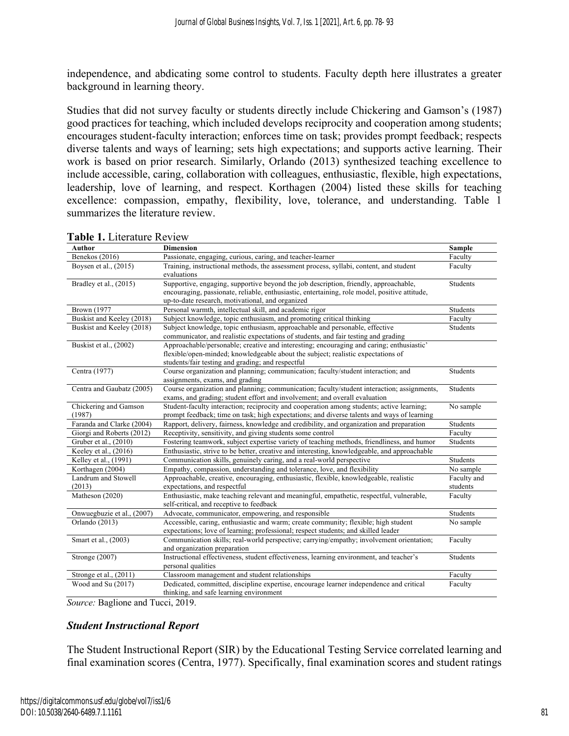independence, and abdicating some control to students. Faculty depth here illustrates a greater background in learning theory.

Studies that did not survey faculty or students directly include Chickering and Gamson's (1987) good practices for teaching, which included develops reciprocity and cooperation among students; encourages student-faculty interaction; enforces time on task; provides prompt feedback; respects diverse talents and ways of learning; sets high expectations; and supports active learning. Their work is based on prior research. Similarly, Orlando (2013) synthesized teaching excellence to include accessible, caring, collaboration with colleagues, enthusiastic, flexible, high expectations, leadership, love of learning, and respect. Korthagen (2004) listed these skills for teaching excellence: compassion, empathy, flexibility, love, tolerance, and understanding. Table 1 summarizes the literature review.

**Table 1.** Literature Review

| Author | Dimension | Sample |
|---|---|---|
| Benekos (2016) | Passionate, engaging, curious, caring, and teacher-learner | Faculty |
| Boysen et al., (2015) | Training, instructional methods, the assessment process, syllabi, content, and student evaluations | Faculty |
| Bradley et al., (2015) | Supportive, engaging, supportive beyond the job description, friendly, approachable, encouraging, passionate, reliable, enthusiastic, entertaining, role model, positive attitude, up-to-date research, motivational, and organized | Students |
| Brown (1977 | Personal warmth, intellectual skill, and academic rigor | Students |
| Buskist and Keeley (2018) | Subject knowledge, topic enthusiasm, and promoting critical thinking | Faculty |
| Buskist and Keeley (2018) | Subject knowledge, topic enthusiasm, approachable and personable, effective communicator, and realistic expectations of students, and fair testing and grading | Students |
| Buskist et al., (2002) | Approachable/personable; creative and interesting; encouraging and caring; enthusiastic' flexible/open-minded; knowledgeable about the subject; realistic expectations of students/fair testing and grading; and respectful | |
| Centra (1977) | Course organization and planning; communication; faculty/student interaction; and assignments, exams, and grading | Students |
| Centra and Gaubatz (2005) | Course organization and planning; communication; faculty/student interaction; assignments, exams, and grading; student effort and involvement; and overall evaluation | Students |
| Chickering and Gamson (1987) | Student-faculty interaction; reciprocity and cooperation among students; active learning; prompt feedback; time on task; high expectations; and diverse talents and ways of learning | No sample |
| Faranda and Clarke (2004) | Rapport, delivery, fairness, knowledge and credibility, and organization and preparation | Students |
| Giorgi and Roberts (2012) | Receptivity, sensitivity, and giving students some control | Faculty |
| Gruber et al., (2010) | Fostering teamwork, subject expertise variety of teaching methods, friendliness, and humor | Students |
| Keeley et al., (2016) | Enthusiastic, strive to be better, creative and interesting, knowledgeable, and approachable | |
| Kelley et al., (1991) | Communication skills, genuinely caring, and a real-world perspective | Students |
| Korthagen (2004) | Empathy, compassion, understanding and tolerance, love, and flexibility | No sample |
| Landrum and Stowell (2013) | Approachable, creative, encouraging, enthusiastic, flexible, knowledgeable, realistic expectations, and respectful | Faculty and students |
| Matheson (2020) | Enthusiastic, make teaching relevant and meaningful, empathetic, respectful, vulnerable, self-critical, and receptive to feedback | Faculty |
| Onwuegbuzie et al., (2007) | Advocate, communicator, empowering, and responsible | Students |
| Orlando (2013) | Accessible, caring, enthusiastic and warm; create community; flexible; high student expectations; love of learning; professional; respect students; and skilled leader | No sample |
| Smart et al., (2003) | Communication skills; real-world perspective; carrying/empathy; involvement orientation; and organization preparation | Faculty |
| Stronge (2007) | Instructional effectiveness, student effectiveness, learning environment, and teacher's personal qualities | Students |
| Stronge et al., (2011) | Classroom management and student relationships | Faculty |
| Wood and Su (2017) | Dedicated, committed, discipline expertise, encourage learner independence and critical thinking, and safe learning environment | Faculty |

*Source:* Baglione and Tucci, 2019.

### *Student Instructional Report*

The Student Instructional Report (SIR) by the Educational Testing Service correlated learning and final examination scores (Centra, 1977). Specifically, final examination scores and student ratings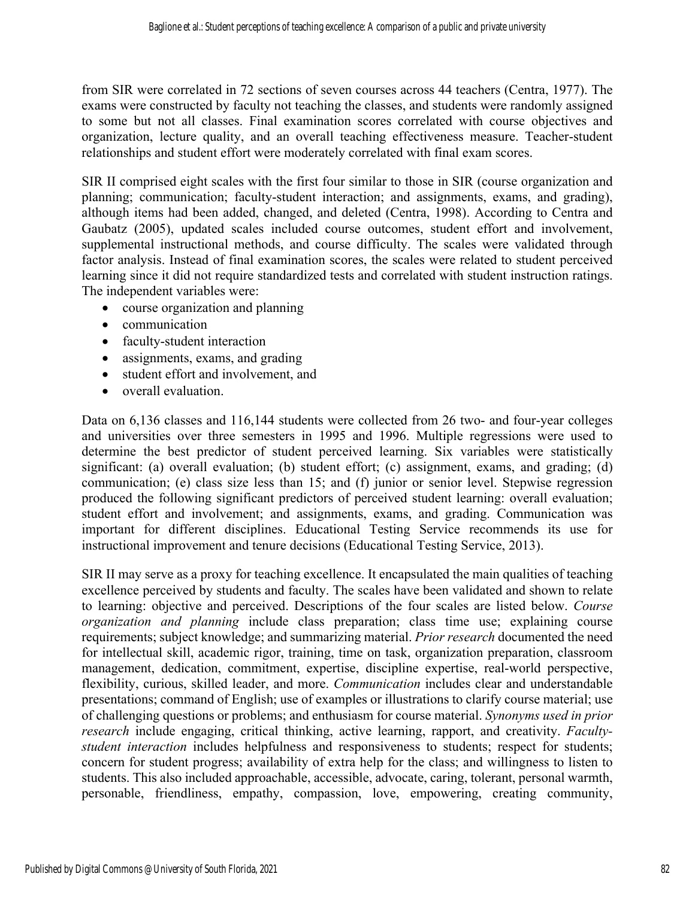from SIR were correlated in 72 sections of seven courses across 44 teachers (Centra, 1977). The exams were constructed by faculty not teaching the classes, and students were randomly assigned to some but not all classes. Final examination scores correlated with course objectives and organization, lecture quality, and an overall teaching effectiveness measure. Teacher-student relationships and student effort were moderately correlated with final exam scores.

SIR II comprised eight scales with the first four similar to those in SIR (course organization and planning; communication; faculty-student interaction; and assignments, exams, and grading), although items had been added, changed, and deleted (Centra, 1998). According to Centra and Gaubatz (2005), updated scales included course outcomes, student effort and involvement, supplemental instructional methods, and course difficulty. The scales were validated through factor analysis. Instead of final examination scores, the scales were related to student perceived learning since it did not require standardized tests and correlated with student instruction ratings. The independent variables were:

- course organization and planning
- communication
- faculty-student interaction
- assignments, exams, and grading
- student effort and involvement, and
- overall evaluation.

Data on 6,136 classes and 116,144 students were collected from 26 two- and four-year colleges and universities over three semesters in 1995 and 1996. Multiple regressions were used to determine the best predictor of student perceived learning. Six variables were statistically significant: (a) overall evaluation; (b) student effort; (c) assignment, exams, and grading; (d) communication; (e) class size less than 15; and (f) junior or senior level. Stepwise regression produced the following significant predictors of perceived student learning: overall evaluation; student effort and involvement; and assignments, exams, and grading. Communication was important for different disciplines. Educational Testing Service recommends its use for instructional improvement and tenure decisions (Educational Testing Service, 2013).

SIR II may serve as a proxy for teaching excellence. It encapsulated the main qualities of teaching excellence perceived by students and faculty. The scales have been validated and shown to relate to learning: objective and perceived. Descriptions of the four scales are listed below. *Course organization and planning* include class preparation; class time use; explaining course requirements; subject knowledge; and summarizing material. *Prior research* documented the need for intellectual skill, academic rigor, training, time on task, organization preparation, classroom management, dedication, commitment, expertise, discipline expertise, real-world perspective, flexibility, curious, skilled leader, and more. *Communication* includes clear and understandable presentations; command of English; use of examples or illustrations to clarify course material; use of challenging questions or problems; and enthusiasm for course material. *Synonyms used in prior research* include engaging, critical thinking, active learning, rapport, and creativity. *Faculty-student interaction* includes helpfulness and responsiveness to students; respect for students; concern for student progress; availability of extra help for the class; and willingness to listen to students. This also included approachable, accessible, advocate, caring, tolerant, personal warmth, personable, friendliness, empathy, compassion, love, empowering, creating community,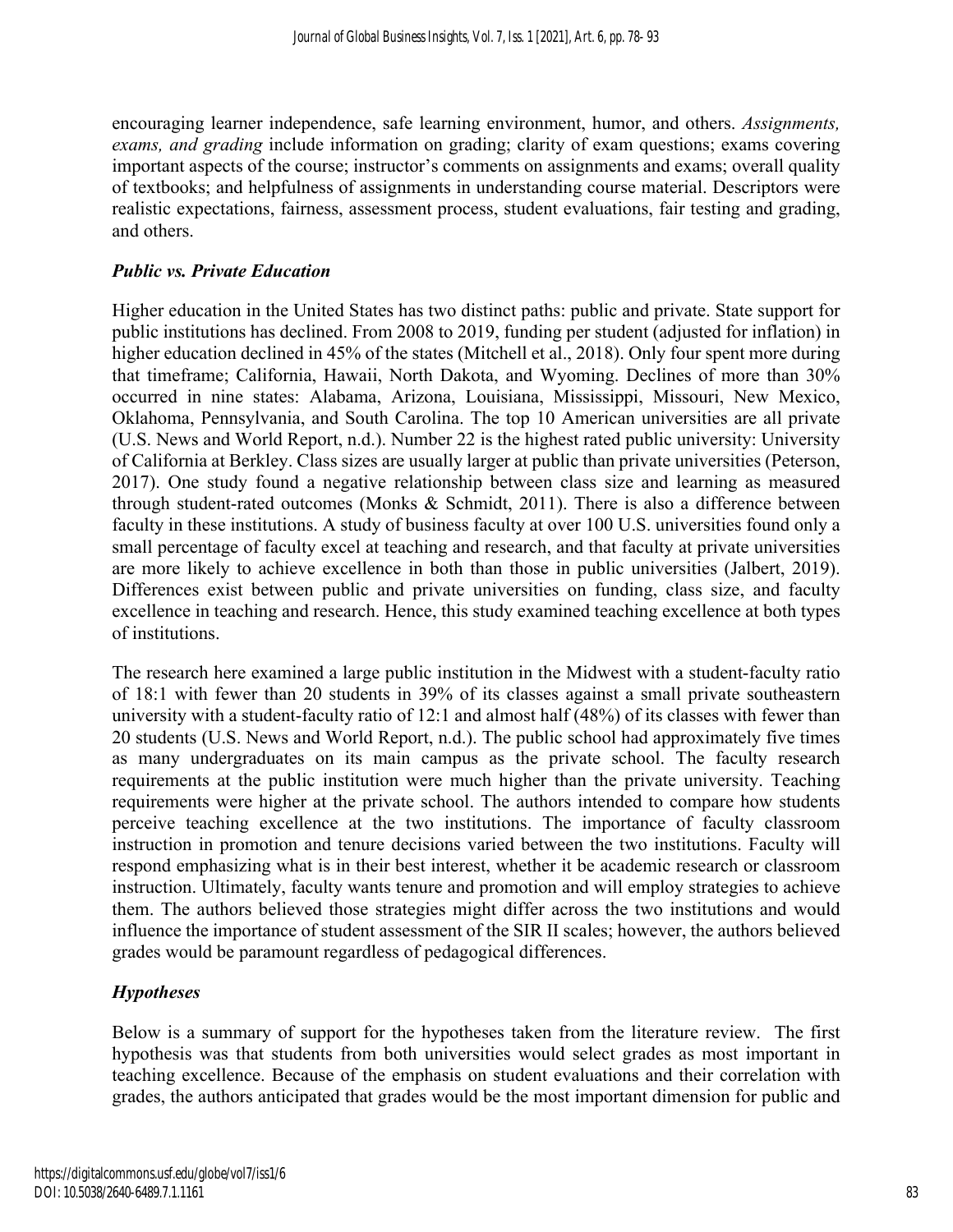encouraging learner independence, safe learning environment, humor, and others. *Assignments, exams, and grading* include information on grading; clarity of exam questions; exams covering important aspects of the course; instructor's comments on assignments and exams; overall quality of textbooks; and helpfulness of assignments in understanding course material. Descriptors were realistic expectations, fairness, assessment process, student evaluations, fair testing and grading, and others.

### *Public vs. Private Education*

Higher education in the United States has two distinct paths: public and private. State support for public institutions has declined. From 2008 to 2019, funding per student (adjusted for inflation) in higher education declined in 45% of the states (Mitchell et al., 2018). Only four spent more during that timeframe; California, Hawaii, North Dakota, and Wyoming. Declines of more than 30% occurred in nine states: Alabama, Arizona, Louisiana, Mississippi, Missouri, New Mexico, Oklahoma, Pennsylvania, and South Carolina. The top 10 American universities are all private (U.S. News and World Report, n.d.). Number 22 is the highest rated public university: University of California at Berkley. Class sizes are usually larger at public than private universities (Peterson, 2017). One study found a negative relationship between class size and learning as measured through student-rated outcomes (Monks & Schmidt, 2011). There is also a difference between faculty in these institutions. A study of business faculty at over 100 U.S. universities found only a small percentage of faculty excel at teaching and research, and that faculty at private universities are more likely to achieve excellence in both than those in public universities (Jalbert, 2019). Differences exist between public and private universities on funding, class size, and faculty excellence in teaching and research. Hence, this study examined teaching excellence at both types of institutions.

The research here examined a large public institution in the Midwest with a student-faculty ratio of 18:1 with fewer than 20 students in 39% of its classes against a small private southeastern university with a student-faculty ratio of 12:1 and almost half (48%) of its classes with fewer than 20 students (U.S. News and World Report, n.d.). The public school had approximately five times as many undergraduates on its main campus as the private school. The faculty research requirements at the public institution were much higher than the private university. Teaching requirements were higher at the private school. The authors intended to compare how students perceive teaching excellence at the two institutions. The importance of faculty classroom instruction in promotion and tenure decisions varied between the two institutions. Faculty will respond emphasizing what is in their best interest, whether it be academic research or classroom instruction. Ultimately, faculty wants tenure and promotion and will employ strategies to achieve them. The authors believed those strategies might differ across the two institutions and would influence the importance of student assessment of the SIR II scales; however, the authors believed grades would be paramount regardless of pedagogical differences.

### *Hypotheses*

Below is a summary of support for the hypotheses taken from the literature review. The first hypothesis was that students from both universities would select grades as most important in teaching excellence. Because of the emphasis on student evaluations and their correlation with grades, the authors anticipated that grades would be the most important dimension for public and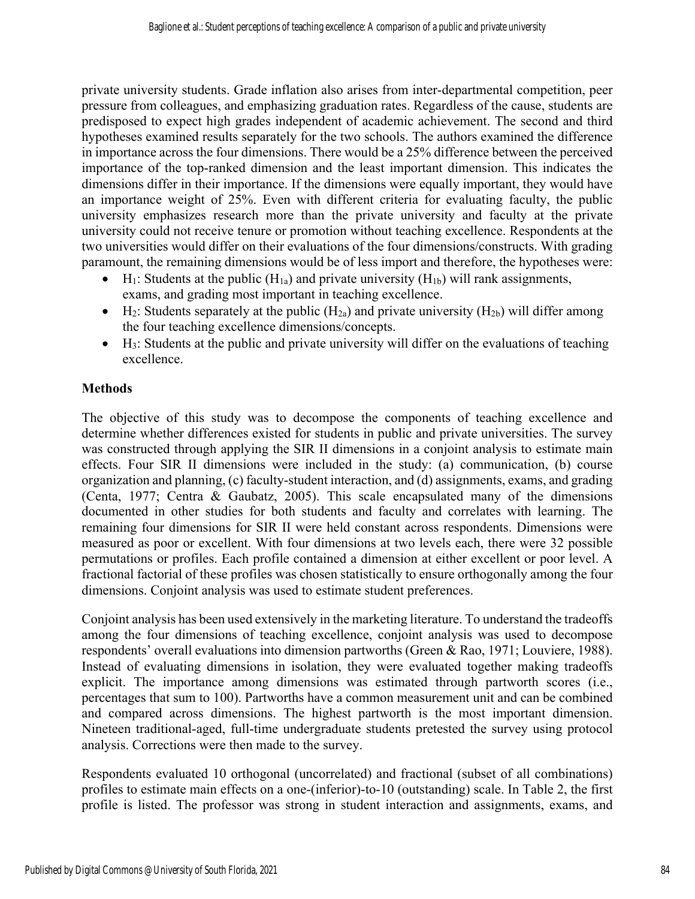private university students. Grade inflation also arises from inter-departmental competition, peer pressure from colleagues, and emphasizing graduation rates. Regardless of the cause, students are predisposed to expect high grades independent of academic achievement. The second and third hypotheses examined results separately for the two schools. The authors examined the difference in importance across the four dimensions. There would be a 25% difference between the perceived importance of the top-ranked dimension and the least important dimension. This indicates the dimensions differ in their importance. If the dimensions were equally important, they would have an importance weight of 25%. Even with different criteria for evaluating faculty, the public university emphasizes research more than the private university and faculty at the private university could not receive tenure or promotion without teaching excellence. Respondents at the two universities would differ on their evaluations of the four dimensions/constructs. With grading paramount, the remaining dimensions would be of less import and therefore, the hypotheses were:

- $H_1$: Students at the public ($H_{1a}$) and private university ($H_{1b}$) will rank assignments, exams, and grading most important in teaching excellence.
- $H_2$: Students separately at the public ($H_{2a}$) and private university ($H_{2b}$) will differ among the four teaching excellence dimensions/concepts.
- $H_3$: Students at the public and private university will differ on the evaluations of teaching excellence.

## Methods

The objective of this study was to decompose the components of teaching excellence and determine whether differences existed for students in public and private universities. The survey was constructed through applying the SIR II dimensions in a conjoint analysis to estimate main effects. Four SIR II dimensions were included in the study: (a) communication, (b) course organization and planning, (c) faculty-student interaction, and (d) assignments, exams, and grading (Centa, 1977; Centra & Gaubatz, 2005). This scale encapsulated many of the dimensions documented in other studies for both students and faculty and correlates with learning. The remaining four dimensions for SIR II were held constant across respondents. Dimensions were measured as poor or excellent. With four dimensions at two levels each, there were 32 possible permutations or profiles. Each profile contained a dimension at either excellent or poor level. A fractional factorial of these profiles was chosen statistically to ensure orthogonally among the four dimensions. Conjoint analysis was used to estimate student preferences.

Conjoint analysis has been used extensively in the marketing literature. To understand the tradeoffs among the four dimensions of teaching excellence, conjoint analysis was used to decompose respondents' overall evaluations into dimension partworths (Green & Rao, 1971; Louviere, 1988). Instead of evaluating dimensions in isolation, they were evaluated together making tradeoffs explicit. The importance among dimensions was estimated through partworth scores (i.e., percentages that sum to 100). Partworths have a common measurement unit and can be combined and compared across dimensions. The highest partworth is the most important dimension. Nineteen traditional-aged, full-time undergraduate students pretested the survey using protocol analysis. Corrections were then made to the survey.

Respondents evaluated 10 orthogonal (uncorrelated) and fractional (subset of all combinations) profiles to estimate main effects on a one-(inferior)-to-10 (outstanding) scale. In Table 2, the first profile is listed. The professor was strong in student interaction and assignments, exams, and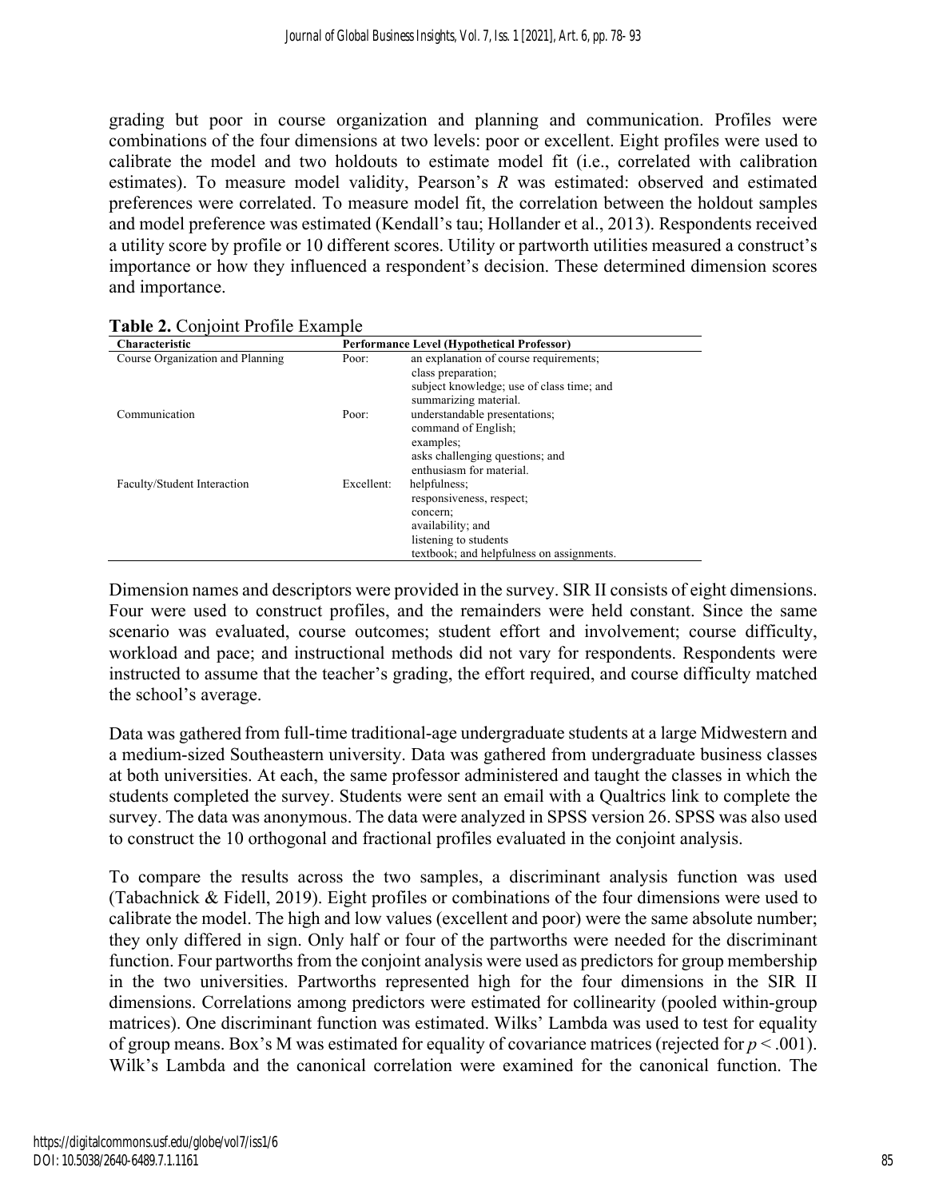grading but poor in course organization and planning and communication. Profiles were combinations of the four dimensions at two levels: poor or excellent. Eight profiles were used to calibrate the model and two holdouts to estimate model fit (i.e., correlated with calibration estimates). To measure model validity, Pearson's *R* was estimated: observed and estimated preferences were correlated. To measure model fit, the correlation between the holdout samples and model preference was estimated (Kendall's tau; Hollander et al., 2013). Respondents received a utility score by profile or 10 different scores. Utility or partworth utilities measured a construct's importance or how they influenced a respondent's decision. These determined dimension scores and importance.

**Table 2.** Conjoint Profile Example

| Characteristic | Performance Level (Hypothetical Professor) | |
|---|---|---|
| Course Organization and Planning | Poor: | an explanation of course requirements; class preparation; subject knowledge; use of class time; and summarizing material. |
| Communication | Poor: | understandable presentations; command of English; examples; asks challenging questions; and enthusiasm for material. |
| Faculty/Student Interaction | Excellent: | helpfulness; responsiveness, respect; concern; availability; and listening to students textbook; and helpfulness on assignments. |

Dimension names and descriptors were provided in the survey. SIR II consists of eight dimensions. Four were used to construct profiles, and the remainders were held constant. Since the same scenario was evaluated, course outcomes; student effort and involvement; course difficulty, workload and pace; and instructional methods did not vary for respondents. Respondents were instructed to assume that the teacher's grading, the effort required, and course difficulty matched the school's average.

Data was gathered from full-time traditional-age undergraduate students at a large Midwestern and a medium-sized Southeastern university. Data was gathered from undergraduate business classes at both universities. At each, the same professor administered and taught the classes in which the students completed the survey. Students were sent an email with a Qualtrics link to complete the survey. The data was anonymous. The data were analyzed in SPSS version 26. SPSS was also used to construct the 10 orthogonal and fractional profiles evaluated in the conjoint analysis.

To compare the results across the two samples, a discriminant analysis function was used (Tabachnick & Fidell, 2019). Eight profiles or combinations of the four dimensions were used to calibrate the model. The high and low values (excellent and poor) were the same absolute number; they only differed in sign. Only half or four of the partworths were needed for the discriminant function. Four partworths from the conjoint analysis were used as predictors for group membership in the two universities. Partworths represented high for the four dimensions in the SIR II dimensions. Correlations among predictors were estimated for collinearity (pooled within-group matrices). One discriminant function was estimated. Wilks' Lambda was used to test for equality of group means. Box's M was estimated for equality of covariance matrices (rejected for $p < .001$). Wilk's Lambda and the canonical correlation were examined for the canonical function. The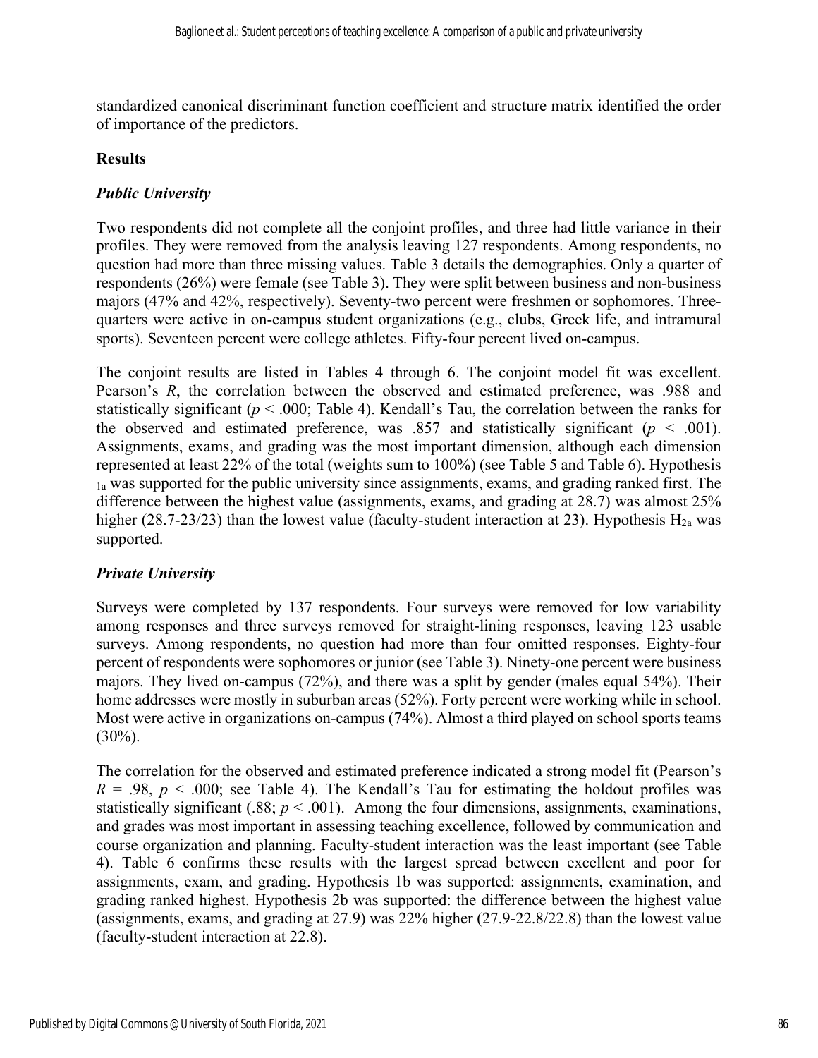standardized canonical discriminant function coefficient and structure matrix identified the order of importance of the predictors.

## Results

### *Public University*

Two respondents did not complete all the conjoint profiles, and three had little variance in their profiles. They were removed from the analysis leaving 127 respondents. Among respondents, no question had more than three missing values. Table 3 details the demographics. Only a quarter of respondents (26%) were female (see Table 3). They were split between business and non-business majors (47% and 42%, respectively). Seventy-two percent were freshmen or sophomores. Three-quarters were active in on-campus student organizations (e.g., clubs, Greek life, and intramural sports). Seventeen percent were college athletes. Fifty-four percent lived on-campus.

The conjoint results are listed in Tables 4 through 6. The conjoint model fit was excellent. Pearson's $R$, the correlation between the observed and estimated preference, was .988 and statistically significant ($p < .000$; Table 4). Kendall's Tau, the correlation between the ranks for the observed and estimated preference, was .857 and statistically significant ($p < .001$). Assignments, exams, and grading was the most important dimension, although each dimension represented at least 22% of the total (weights sum to 100%) (see Table 5 and Table 6). Hypothesis $_{1a}$ was supported for the public university since assignments, exams, and grading ranked first. The difference between the highest value (assignments, exams, and grading at 28.7) was almost 25% higher (28.7-23/23) than the lowest value (faculty-student interaction at 23). Hypothesis $H_{2a}$ was supported.

### *Private University*

Surveys were completed by 137 respondents. Four surveys were removed for low variability among responses and three surveys removed for straight-lining responses, leaving 123 usable surveys. Among respondents, no question had more than four omitted responses. Eighty-four percent of respondents were sophomores or junior (see Table 3). Ninety-one percent were business majors. They lived on-campus (72%), and there was a split by gender (males equal 54%). Their home addresses were mostly in suburban areas (52%). Forty percent were working while in school. Most were active in organizations on-campus (74%). Almost a third played on school sports teams (30%).

The correlation for the observed and estimated preference indicated a strong model fit (Pearson's $R = .98$, $p < .000$; see Table 4). The Kendall's Tau for estimating the holdout profiles was statistically significant (.88; $p < .001$). Among the four dimensions, assignments, examinations, and grades was most important in assessing teaching excellence, followed by communication and course organization and planning. Faculty-student interaction was the least important (see Table 4). Table 6 confirms these results with the largest spread between excellent and poor for assignments, exam, and grading. Hypothesis 1b was supported: assignments, examination, and grading ranked highest. Hypothesis 2b was supported: the difference between the highest value (assignments, exams, and grading at 27.9) was 22% higher (27.9-22.8/22.8) than the lowest value (faculty-student interaction at 22.8).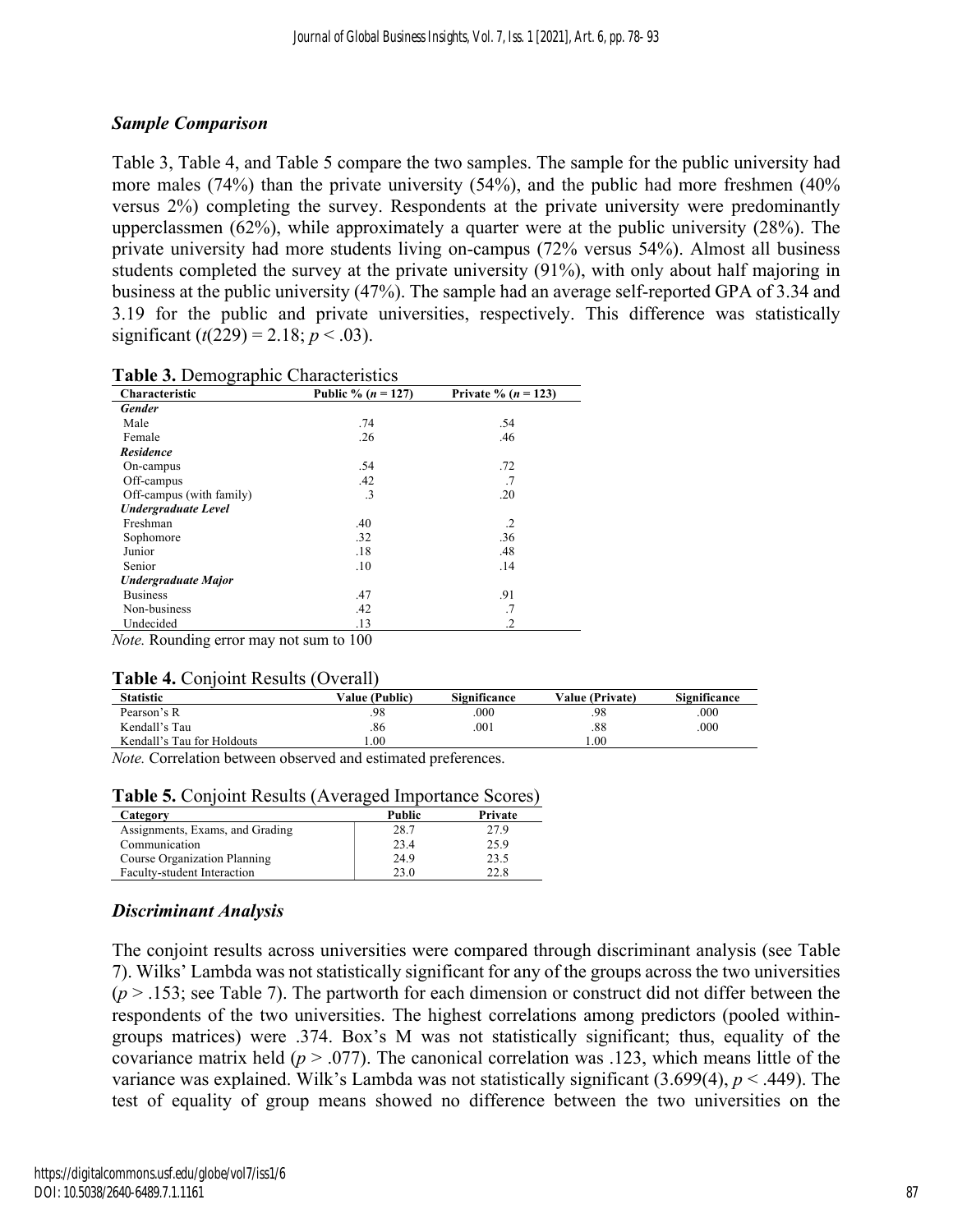### *Sample Comparison*

Table 3, Table 4, and Table 5 compare the two samples. The sample for the public university had more males (74%) than the private university (54%), and the public had more freshmen (40% versus 2%) completing the survey. Respondents at the private university were predominantly upperclassmen (62%), while approximately a quarter were at the public university (28%). The private university had more students living on-campus (72% versus 54%). Almost all business students completed the survey at the private university (91%), with only about half majoring in business at the public university (47%). The sample had an average self-reported GPA of 3.34 and 3.19 for the public and private universities, respectively. This difference was statistically significant ($t(229) = 2.18$; $p < .03$).

**Table 3.** Demographic Characteristics

| Characteristic | Public % ($n$ = 127) | Private % ($n$ = 123) |
|---|---|---|
| ***Gender*** | | |
| Male | .74 | .54 |
| Female | .26 | .46 |
| ***Residence*** | | |
| On-campus | .54 | .72 |
| Off-campus | .42 | .7 |
| Off-campus (with family) | .3 | .20 |
| ***Undergraduate Level*** | | |
| Freshman | .40 | .2 |
| Sophomore | .32 | .36 |
| Junior | .18 | .48 |
| Senior | .10 | .14 |
| ***Undergraduate Major*** | | |
| Business | .47 | .91 |
| Non-business | .42 | .7 |
| Undecided | .13 | .2 |

*Note.* Rounding error may not sum to 100

**Table 4.** Conjoint Results (Overall)

| Statistic | Value (Public) | Significance | Value (Private) | Significance |
|---|---|---|---|---|
| Pearson's R | .98 | .000 | .98 | .000 |
| Kendall's Tau | .86 | .001 | .88 | .000 |
| Kendall's Tau for Holdouts | 1.00 | | 1.00 | |

*Note.* Correlation between observed and estimated preferences.

**Table 5.** Conjoint Results (Averaged Importance Scores)

| Category | Public | Private |
|---|---|---|
| Assignments, Exams, and Grading | 28.7 | 27.9 |
| Communication | 23.4 | 25.9 |
| Course Organization Planning | 24.9 | 23.5 |
| Faculty-student Interaction | 23.0 | 22.8 |

### *Discriminant Analysis*

The conjoint results across universities were compared through discriminant analysis (see Table 7). Wilks' Lambda was not statistically significant for any of the groups across the two universities ($p > .153$; see Table 7). The partworth for each dimension or construct did not differ between the respondents of the two universities. The highest correlations among predictors (pooled within-groups matrices) were .374. Box's M was not statistically significant; thus, equality of the covariance matrix held ($p > .077$). The canonical correlation was .123, which means little of the variance was explained. Wilk's Lambda was not statistically significant (3.699(4), $p < .449$). The test of equality of group means showed no difference between the two universities on the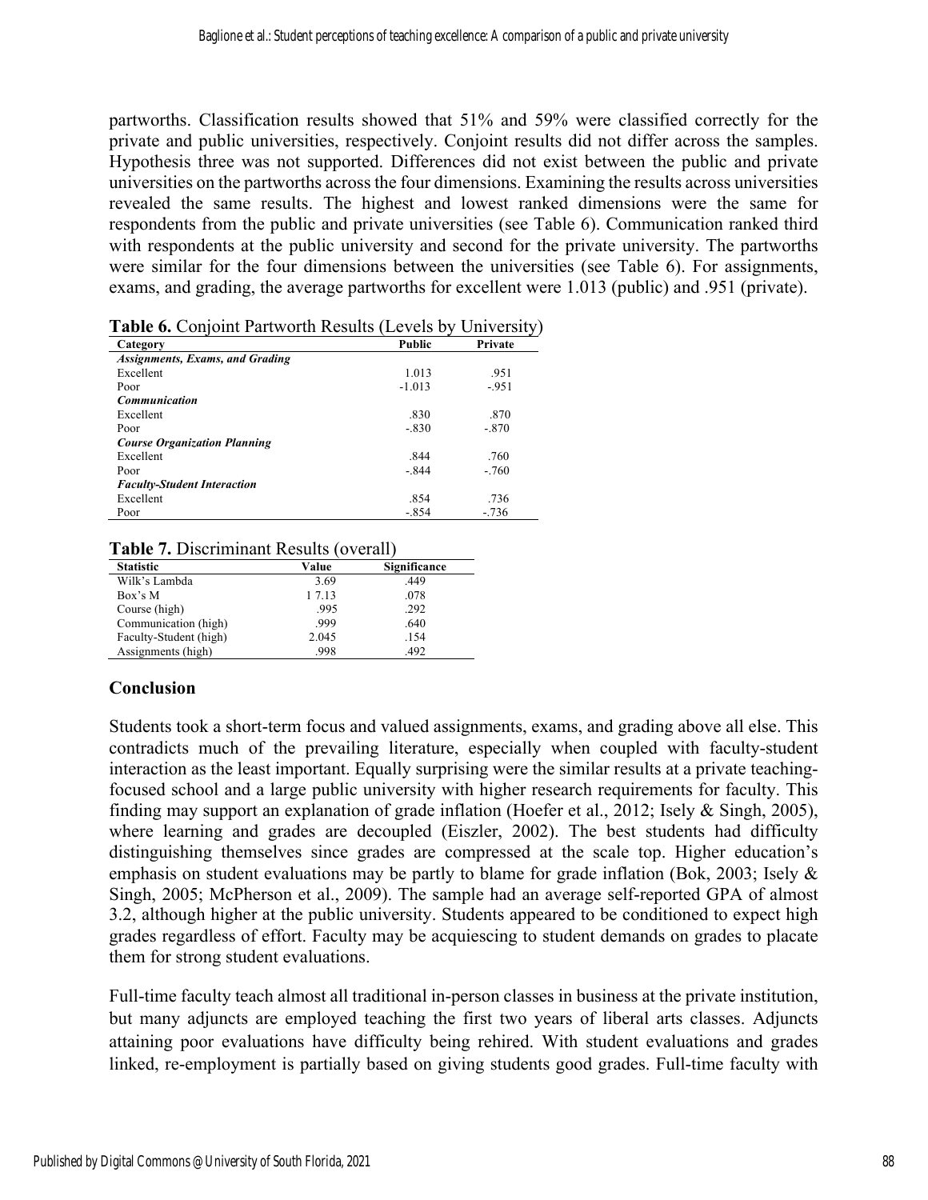partworths. Classification results showed that 51% and 59% were classified correctly for the private and public universities, respectively. Conjoint results did not differ across the samples. Hypothesis three was not supported. Differences did not exist between the public and private universities on the partworths across the four dimensions. Examining the results across universities revealed the same results. The highest and lowest ranked dimensions were the same for respondents from the public and private universities (see Table 6). Communication ranked third with respondents at the public university and second for the private university. The partworths were similar for the four dimensions between the universities (see Table 6). For assignments, exams, and grading, the average partworths for excellent were 1.013 (public) and .951 (private).

**Table 6.** Conjoint Partworth Results (Levels by University)

| Category | Public | Private |
|---|---|---|
| ***Assignments, Exams, and Grading*** | | |
| Excellent | 1.013 | .951 |
| Poor | -1.013 | -.951 |
| ***Communication*** | | |
| Excellent | .830 | .870 |
| Poor | -.830 | -.870 |
| ***Course Organization Planning*** | | |
| Excellent | .844 | .760 |
| Poor | -.844 | -.760 |
| ***Faculty-Student Interaction*** | | |
| Excellent | .854 | .736 |
| Poor | -.854 | -.736 |

**Table 7.** Discriminant Results (overall)

| Statistic | Value | Significance |
|---|---|---|
| Wilk's Lambda | 3.69 | .449 |
| Box's M | 1 7.13 | .078 |
| Course (high) | .995 | .292 |
| Communication (high) | .999 | .640 |
| Faculty-Student (high) | 2.045 | .154 |
| Assignments (high) | .998 | .492 |

## Conclusion

Students took a short-term focus and valued assignments, exams, and grading above all else. This contradicts much of the prevailing literature, especially when coupled with faculty-student interaction as the least important. Equally surprising were the similar results at a private teaching-focused school and a large public university with higher research requirements for faculty. This finding may support an explanation of grade inflation (Hoefer et al., 2012; Isely & Singh, 2005), where learning and grades are decoupled (Eiszler, 2002). The best students had difficulty distinguishing themselves since grades are compressed at the scale top. Higher education's emphasis on student evaluations may be partly to blame for grade inflation (Bok, 2003; Isely & Singh, 2005; McPherson et al., 2009). The sample had an average self-reported GPA of almost 3.2, although higher at the public university. Students appeared to be conditioned to expect high grades regardless of effort. Faculty may be acquiescing to student demands on grades to placate them for strong student evaluations.

Full-time faculty teach almost all traditional in-person classes in business at the private institution, but many adjuncts are employed teaching the first two years of liberal arts classes. Adjuncts attaining poor evaluations have difficulty being rehired. With student evaluations and grades linked, re-employment is partially based on giving students good grades. Full-time faculty with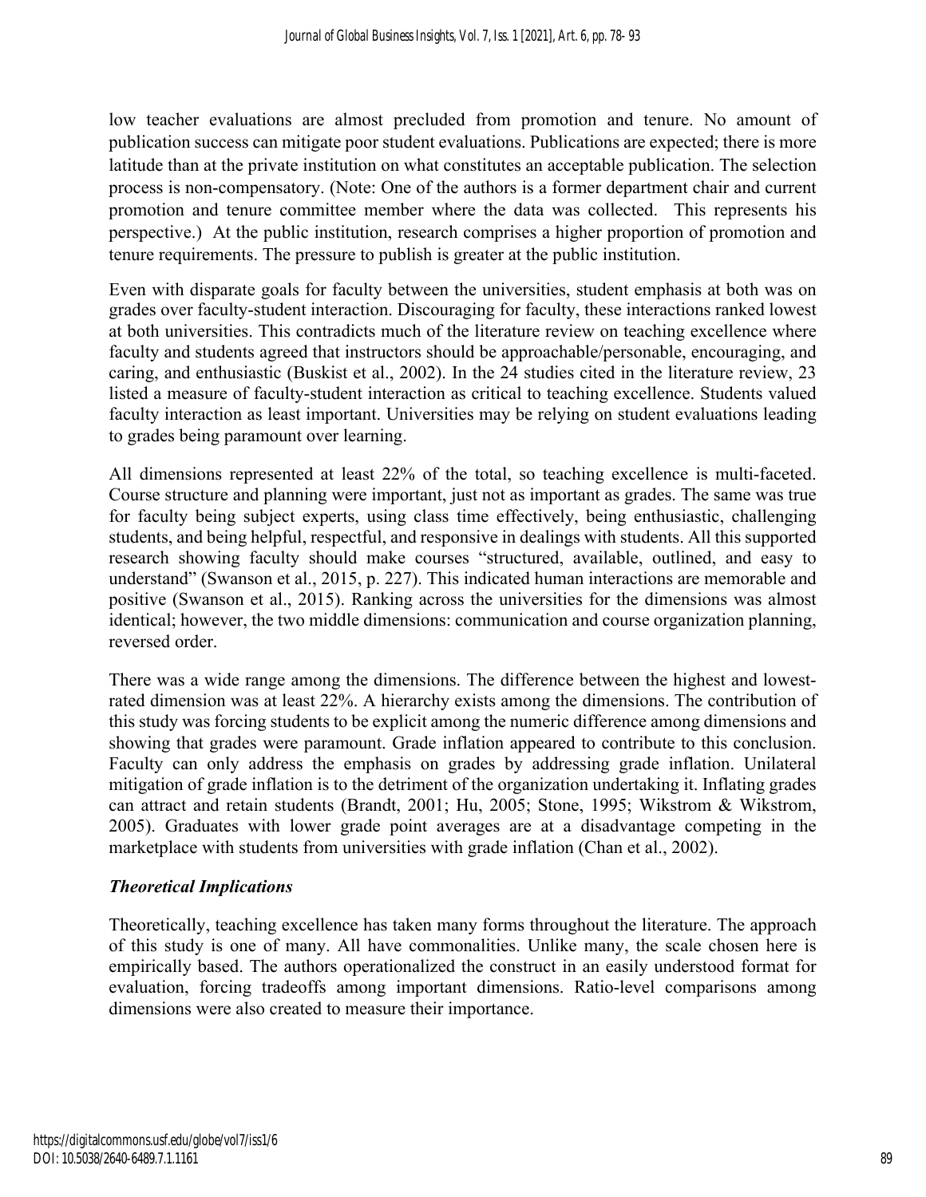low teacher evaluations are almost precluded from promotion and tenure. No amount of publication success can mitigate poor student evaluations. Publications are expected; there is more latitude than at the private institution on what constitutes an acceptable publication. The selection process is non-compensatory. (Note: One of the authors is a former department chair and current promotion and tenure committee member where the data was collected. This represents his perspective.) At the public institution, research comprises a higher proportion of promotion and tenure requirements. The pressure to publish is greater at the public institution.

Even with disparate goals for faculty between the universities, student emphasis at both was on grades over faculty-student interaction. Discouraging for faculty, these interactions ranked lowest at both universities. This contradicts much of the literature review on teaching excellence where faculty and students agreed that instructors should be approachable/personable, encouraging, and caring, and enthusiastic (Buskist et al., 2002). In the 24 studies cited in the literature review, 23 listed a measure of faculty-student interaction as critical to teaching excellence. Students valued faculty interaction as least important. Universities may be relying on student evaluations leading to grades being paramount over learning.

All dimensions represented at least 22% of the total, so teaching excellence is multi-faceted. Course structure and planning were important, just not as important as grades. The same was true for faculty being subject experts, using class time effectively, being enthusiastic, challenging students, and being helpful, respectful, and responsive in dealings with students. All this supported research showing faculty should make courses "structured, available, outlined, and easy to understand" (Swanson et al., 2015, p. 227). This indicated human interactions are memorable and positive (Swanson et al., 2015). Ranking across the universities for the dimensions was almost identical; however, the two middle dimensions: communication and course organization planning, reversed order.

There was a wide range among the dimensions. The difference between the highest and lowest-rated dimension was at least 22%. A hierarchy exists among the dimensions. The contribution of this study was forcing students to be explicit among the numeric difference among dimensions and showing that grades were paramount. Grade inflation appeared to contribute to this conclusion. Faculty can only address the emphasis on grades by addressing grade inflation. Unilateral mitigation of grade inflation is to the detriment of the organization undertaking it. Inflating grades can attract and retain students (Brandt, 2001; Hu, 2005; Stone, 1995; Wikstrom & Wikstrom, 2005). Graduates with lower grade point averages are at a disadvantage competing in the marketplace with students from universities with grade inflation (Chan et al., 2002).

### *Theoretical Implications*

Theoretically, teaching excellence has taken many forms throughout the literature. The approach of this study is one of many. All have commonalities. Unlike many, the scale chosen here is empirically based. The authors operationalized the construct in an easily understood format for evaluation, forcing tradeoffs among important dimensions. Ratio-level comparisons among dimensions were also created to measure their importance.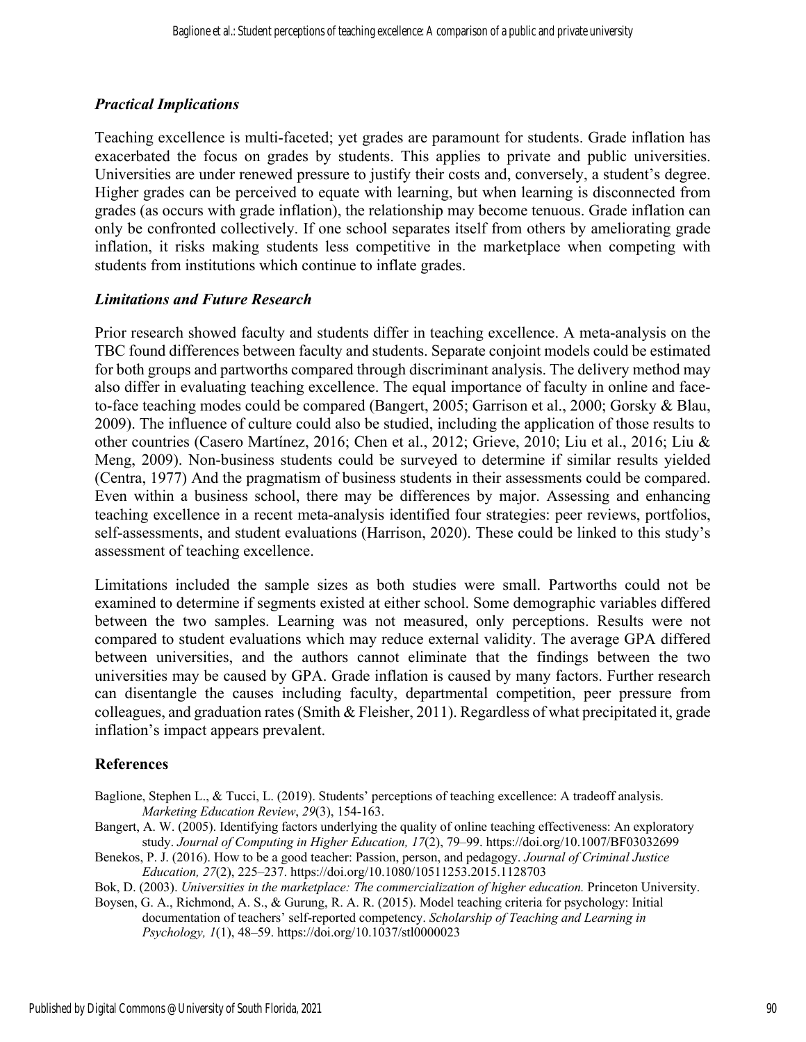### *Practical Implications*

Teaching excellence is multi-faceted; yet grades are paramount for students. Grade inflation has exacerbated the focus on grades by students. This applies to private and public universities. Universities are under renewed pressure to justify their costs and, conversely, a student's degree. Higher grades can be perceived to equate with learning, but when learning is disconnected from grades (as occurs with grade inflation), the relationship may become tenuous. Grade inflation can only be confronted collectively. If one school separates itself from others by ameliorating grade inflation, it risks making students less competitive in the marketplace when competing with students from institutions which continue to inflate grades.

### *Limitations and Future Research*

Prior research showed faculty and students differ in teaching excellence. A meta-analysis on the TBC found differences between faculty and students. Separate conjoint models could be estimated for both groups and partworths compared through discriminant analysis. The delivery method may also differ in evaluating teaching excellence. The equal importance of faculty in online and face-to-face teaching modes could be compared (Bangert, 2005; Garrison et al., 2000; Gorsky & Blau, 2009). The influence of culture could also be studied, including the application of those results to other countries (Casero Martínez, 2016; Chen et al., 2012; Grieve, 2010; Liu et al., 2016; Liu & Meng, 2009). Non-business students could be surveyed to determine if similar results yielded (Centra, 1977) And the pragmatism of business students in their assessments could be compared. Even within a business school, there may be differences by major. Assessing and enhancing teaching excellence in a recent meta-analysis identified four strategies: peer reviews, portfolios, self-assessments, and student evaluations (Harrison, 2020). These could be linked to this study's assessment of teaching excellence.

Limitations included the sample sizes as both studies were small. Partworths could not be examined to determine if segments existed at either school. Some demographic variables differed between the two samples. Learning was not measured, only perceptions. Results were not compared to student evaluations which may reduce external validity. The average GPA differed between universities, and the authors cannot eliminate that the findings between the two universities may be caused by GPA. Grade inflation is caused by many factors. Further research can disentangle the causes including faculty, departmental competition, peer pressure from colleagues, and graduation rates (Smith & Fleisher, 2011). Regardless of what precipitated it, grade inflation's impact appears prevalent.

## References

Baglione, Stephen L., & Tucci, L. (2019). Students' perceptions of teaching excellence: A tradeoff analysis. *Marketing Education Review*, *29*(3), 154-163.

Bangert, A. W. (2005). Identifying factors underlying the quality of online teaching effectiveness: An exploratory study. *Journal of Computing in Higher Education, 17*(2), 79–99. https://doi.org/10.1007/BF03032699

Benekos, P. J. (2016). How to be a good teacher: Passion, person, and pedagogy. *Journal of Criminal Justice Education, 27*(2), 225–237. https://doi.org/10.1080/10511253.2015.1128703

Bok, D. (2003). *Universities in the marketplace: The commercialization of higher education.* Princeton University.

Boysen, G. A., Richmond, A. S., & Gurung, R. A. R. (2015). Model teaching criteria for psychology: Initial documentation of teachers' self-reported competency. *Scholarship of Teaching and Learning in Psychology, 1*(1), 48–59. https://doi.org/10.1037/stl0000023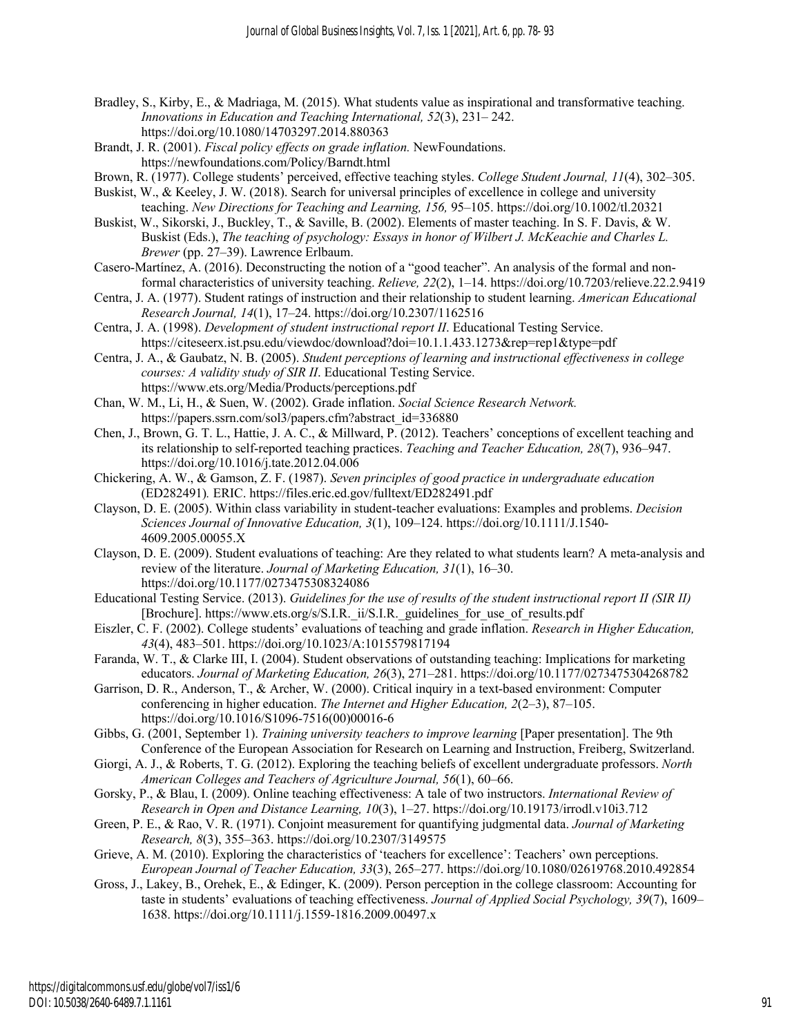Bradley, S., Kirby, E., & Madriaga, M. (2015). What students value as inspirational and transformative teaching. *Innovations in Education and Teaching International, 52*(3), 231– 242. https://doi.org/10.1080/14703297.2014.880363

Brandt, J. R. (2001). *Fiscal policy effects on grade inflation.* NewFoundations. https://newfoundations.com/Policy/Barndt.html

Brown, R. (1977). College students' perceived, effective teaching styles. *College Student Journal, 11*(4), 302–305.

Buskist, W., & Keeley, J. W. (2018). Search for universal principles of excellence in college and university teaching. *New Directions for Teaching and Learning, 156,* 95–105. https://doi.org/10.1002/tl.20321

Buskist, W., Sikorski, J., Buckley, T., & Saville, B. (2002). Elements of master teaching. In S. F. Davis, & W. Buskist (Eds.), *The teaching of psychology: Essays in honor of Wilbert J. McKeachie and Charles L. Brewer* (pp. 27–39). Lawrence Erlbaum.

Casero-Martínez, A. (2016). Deconstructing the notion of a "good teacher". An analysis of the formal and non-formal characteristics of university teaching. *Relieve, 22*(2), 1–14. https://doi.org/10.7203/relieve.22.2.9419

Centra, J. A. (1977). Student ratings of instruction and their relationship to student learning. *American Educational Research Journal, 14*(1), 17–24. https://doi.org/10.2307/1162516

Centra, J. A. (1998). *Development of student instructional report II*. Educational Testing Service. https://citeseerx.ist.psu.edu/viewdoc/download?doi=10.1.1.433.1273&rep=rep1&type=pdf

Centra, J. A., & Gaubatz, N. B. (2005). *Student perceptions of learning and instructional effectiveness in college courses: A validity study of SIR II*. Educational Testing Service. https://www.ets.org/Media/Products/perceptions.pdf

Chan, W. M., Li, H., & Suen, W. (2002). Grade inflation. *Social Science Research Network.* https://papers.ssrn.com/sol3/papers.cfm?abstract_id=336880

Chen, J., Brown, G. T. L., Hattie, J. A. C., & Millward, P. (2012). Teachers' conceptions of excellent teaching and its relationship to self-reported teaching practices. *Teaching and Teacher Education, 28*(7), 936–947. https://doi.org/10.1016/j.tate.2012.04.006

Chickering, A. W., & Gamson, Z. F. (1987). *Seven principles of good practice in undergraduate education* (ED282491)*.* ERIC. https://files.eric.ed.gov/fulltext/ED282491.pdf

Clayson, D. E. (2005). Within class variability in student-teacher evaluations: Examples and problems. *Decision Sciences Journal of Innovative Education, 3*(1), 109–124. https://doi.org/10.1111/J.1540-4609.2005.00055.X

Clayson, D. E. (2009). Student evaluations of teaching: Are they related to what students learn? A meta-analysis and review of the literature. *Journal of Marketing Education, 31*(1), 16–30. https://doi.org/10.1177/0273475308324086

Educational Testing Service. (2013). *Guidelines for the use of results of the student instructional report II (SIR II)* [Brochure]. https://www.ets.org/s/S.I.R._ii/S.I.R._guidelines_for_use_of_results.pdf

Eiszler, C. F. (2002). College students' evaluations of teaching and grade inflation. *Research in Higher Education, 43*(4), 483–501. https://doi.org/10.1023/A:1015579817194

Faranda, W. T., & Clarke III, I. (2004). Student observations of outstanding teaching: Implications for marketing educators. *Journal of Marketing Education, 26*(3), 271–281. https://doi.org/10.1177/0273475304268782

Garrison, D. R., Anderson, T., & Archer, W. (2000). Critical inquiry in a text-based environment: Computer conferencing in higher education. *The Internet and Higher Education, 2*(2–3), 87–105. https://doi.org/10.1016/S1096-7516(00)00016-6

Gibbs, G. (2001, September 1). *Training university teachers to improve learning* [Paper presentation]. The 9th Conference of the European Association for Research on Learning and Instruction, Freiberg, Switzerland.

Giorgi, A. J., & Roberts, T. G. (2012). Exploring the teaching beliefs of excellent undergraduate professors. *North American Colleges and Teachers of Agriculture Journal, 56*(1), 60–66.

Gorsky, P., & Blau, I. (2009). Online teaching effectiveness: A tale of two instructors. *International Review of Research in Open and Distance Learning, 10*(3), 1–27. https://doi.org/10.19173/irrodl.v10i3.712

Green, P. E., & Rao, V. R. (1971). Conjoint measurement for quantifying judgmental data. *Journal of Marketing Research, 8*(3), 355–363. https://doi.org/10.2307/3149575

Grieve, A. M. (2010). Exploring the characteristics of 'teachers for excellence': Teachers' own perceptions. *European Journal of Teacher Education, 33*(3), 265–277. https://doi.org/10.1080/02619768.2010.492854

Gross, J., Lakey, B., Orehek, E., & Edinger, K. (2009). Person perception in the college classroom: Accounting for taste in students' evaluations of teaching effectiveness. *Journal of Applied Social Psychology, 39*(7), 1609–1638. https://doi.org/10.1111/j.1559-1816.2009.00497.x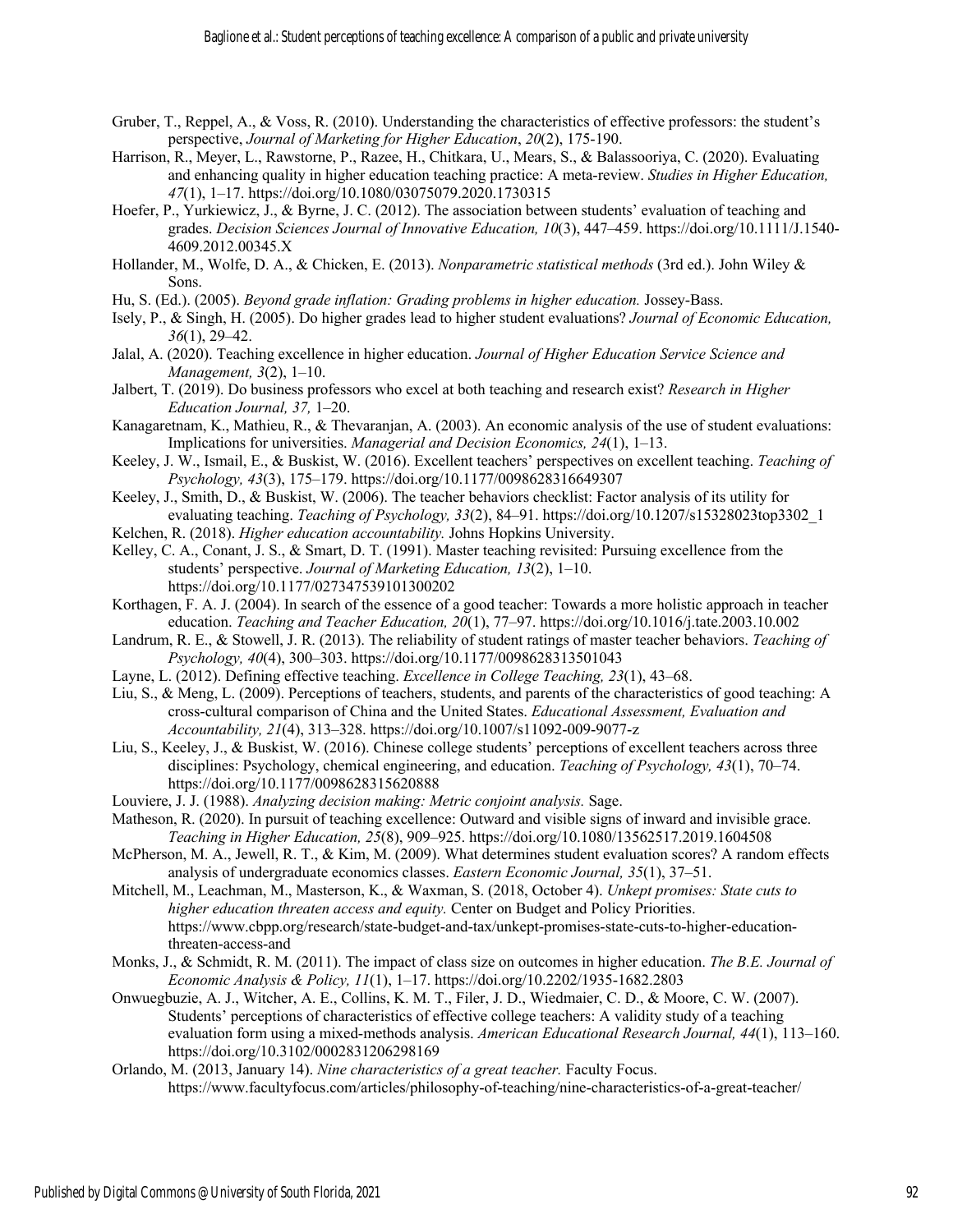Gruber, T., Reppel, A., & Voss, R. (2010). Understanding the characteristics of effective professors: the student's perspective, *Journal of Marketing for Higher Education*, *20*(2), 175-190.

Harrison, R., Meyer, L., Rawstorne, P., Razee, H., Chitkara, U., Mears, S., & Balassooriya, C. (2020). Evaluating and enhancing quality in higher education teaching practice: A meta-review. *Studies in Higher Education, 47*(1), 1–17. https://doi.org/10.1080/03075079.2020.1730315

Hoefer, P., Yurkiewicz, J., & Byrne, J. C. (2012). The association between students' evaluation of teaching and grades. *Decision Sciences Journal of Innovative Education, 10*(3), 447–459. https://doi.org/10.1111/J.1540-4609.2012.00345.X

Hollander, M., Wolfe, D. A., & Chicken, E. (2013). *Nonparametric statistical methods* (3rd ed.). John Wiley & Sons.

Hu, S. (Ed.). (2005). *Beyond grade inflation: Grading problems in higher education.* Jossey-Bass.

Isely, P., & Singh, H. (2005). Do higher grades lead to higher student evaluations? *Journal of Economic Education, 36*(1), 29–42.

Jalal, A. (2020). Teaching excellence in higher education. *Journal of Higher Education Service Science and Management, 3*(2), 1–10.

Jalbert, T. (2019). Do business professors who excel at both teaching and research exist? *Research in Higher Education Journal, 37,* 1–20.

Kanagaretnam, K., Mathieu, R., & Thevaranjan, A. (2003). An economic analysis of the use of student evaluations: Implications for universities. *Managerial and Decision Economics, 24*(1), 1–13.

Keeley, J. W., Ismail, E., & Buskist, W. (2016). Excellent teachers' perspectives on excellent teaching. *Teaching of Psychology, 43*(3), 175–179. https://doi.org/10.1177/0098628316649307

Keeley, J., Smith, D., & Buskist, W. (2006). The teacher behaviors checklist: Factor analysis of its utility for evaluating teaching. *Teaching of Psychology, 33*(2), 84–91. https://doi.org/10.1207/s15328023top3302_1

Kelchen, R. (2018). *Higher education accountability.* Johns Hopkins University.

Kelley, C. A., Conant, J. S., & Smart, D. T. (1991). Master teaching revisited: Pursuing excellence from the students' perspective. *Journal of Marketing Education, 13*(2), 1–10. https://doi.org/10.1177/027347539101300202

Korthagen, F. A. J. (2004). In search of the essence of a good teacher: Towards a more holistic approach in teacher education. *Teaching and Teacher Education, 20*(1), 77–97. https://doi.org/10.1016/j.tate.2003.10.002

Landrum, R. E., & Stowell, J. R. (2013). The reliability of student ratings of master teacher behaviors. *Teaching of Psychology, 40*(4), 300–303. https://doi.org/10.1177/0098628313501043

Layne, L. (2012). Defining effective teaching. *Excellence in College Teaching, 23*(1), 43–68.

Liu, S., & Meng, L. (2009). Perceptions of teachers, students, and parents of the characteristics of good teaching: A cross-cultural comparison of China and the United States. *Educational Assessment, Evaluation and Accountability, 21*(4), 313–328. https://doi.org/10.1007/s11092-009-9077-z

Liu, S., Keeley, J., & Buskist, W. (2016). Chinese college students' perceptions of excellent teachers across three disciplines: Psychology, chemical engineering, and education. *Teaching of Psychology, 43*(1), 70–74. https://doi.org/10.1177/0098628315620888

Louviere, J. J. (1988). *Analyzing decision making: Metric conjoint analysis.* Sage.

Matheson, R. (2020). In pursuit of teaching excellence: Outward and visible signs of inward and invisible grace. *Teaching in Higher Education, 25*(8), 909–925. https://doi.org/10.1080/13562517.2019.1604508

McPherson, M. A., Jewell, R. T., & Kim, M. (2009). What determines student evaluation scores? A random effects analysis of undergraduate economics classes. *Eastern Economic Journal, 35*(1), 37–51.

Mitchell, M., Leachman, M., Masterson, K., & Waxman, S. (2018, October 4). *Unkept promises: State cuts to higher education threaten access and equity.* Center on Budget and Policy Priorities. https://www.cbpp.org/research/state-budget-and-tax/unkept-promises-state-cuts-to-higher-education-threaten-access-and

Monks, J., & Schmidt, R. M. (2011). The impact of class size on outcomes in higher education. *The B.E. Journal of Economic Analysis & Policy, 11*(1), 1–17. https://doi.org/10.2202/1935-1682.2803

Onwuegbuzie, A. J., Witcher, A. E., Collins, K. M. T., Filer, J. D., Wiedmaier, C. D., & Moore, C. W. (2007). Students' perceptions of characteristics of effective college teachers: A validity study of a teaching evaluation form using a mixed-methods analysis. *American Educational Research Journal, 44*(1), 113–160. https://doi.org/10.3102/0002831206298169

Orlando, M. (2013, January 14). *Nine characteristics of a great teacher.* Faculty Focus. https://www.facultyfocus.com/articles/philosophy-of-teaching/nine-characteristics-of-a-great-teacher/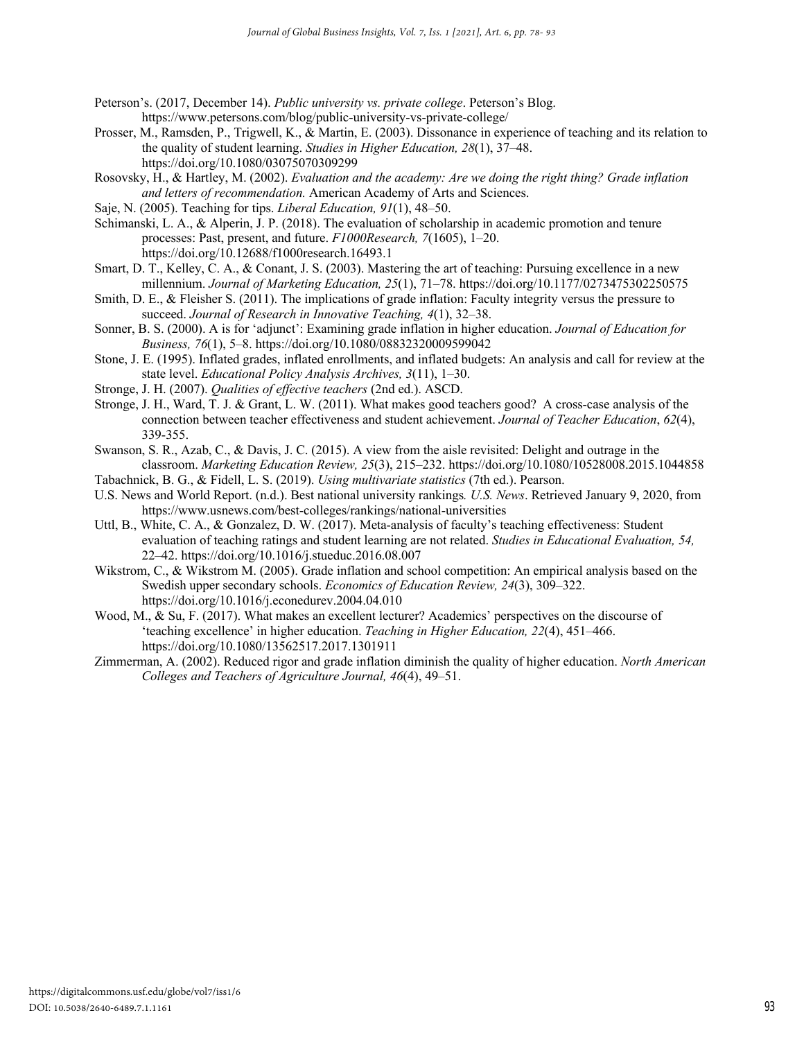Peterson's. (2017, December 14). *Public university vs. private college*. Peterson's Blog. https://www.petersons.com/blog/public-university-vs-private-college/

Prosser, M., Ramsden, P., Trigwell, K., & Martin, E. (2003). Dissonance in experience of teaching and its relation to the quality of student learning. *Studies in Higher Education, 28*(1), 37–48. https://doi.org/10.1080/03075070309299

Rosovsky, H., & Hartley, M. (2002). *Evaluation and the academy: Are we doing the right thing? Grade inflation and letters of recommendation.* American Academy of Arts and Sciences.

Saje, N. (2005). Teaching for tips. *Liberal Education, 91*(1), 48–50.

Schimanski, L. A., & Alperin, J. P. (2018). The evaluation of scholarship in academic promotion and tenure processes: Past, present, and future. *F1000Research, 7*(1605), 1–20. https://doi.org/10.12688/f1000research.16493.1

Smart, D. T., Kelley, C. A., & Conant, J. S. (2003). Mastering the art of teaching: Pursuing excellence in a new millennium. *Journal of Marketing Education, 25*(1), 71–78. https://doi.org/10.1177/0273475302250575

Smith, D. E., & Fleisher S. (2011). The implications of grade inflation: Faculty integrity versus the pressure to succeed. *Journal of Research in Innovative Teaching, 4*(1), 32–38.

Sonner, B. S. (2000). A is for 'adjunct': Examining grade inflation in higher education. *Journal of Education for Business, 76*(1), 5–8. https://doi.org/10.1080/08832320009599042

Stone, J. E. (1995). Inflated grades, inflated enrollments, and inflated budgets: An analysis and call for review at the state level. *Educational Policy Analysis Archives, 3*(11), 1–30.

Stronge, J. H. (2007). *Qualities of effective teachers* (2nd ed.). ASCD.

Stronge, J. H., Ward, T. J. & Grant, L. W. (2011). What makes good teachers good? A cross-case analysis of the connection between teacher effectiveness and student achievement. *Journal of Teacher Education*, *62*(4), 339-355.

Swanson, S. R., Azab, C., & Davis, J. C. (2015). A view from the aisle revisited: Delight and outrage in the classroom. *Marketing Education Review, 25*(3), 215–232. https://doi.org/10.1080/10528008.2015.1044858

Tabachnick, B. G., & Fidell, L. S. (2019). *Using multivariate statistics* (7th ed.). Pearson.

U.S. News and World Report. (n.d.). Best national university rankings*. U.S. News*. Retrieved January 9, 2020, from https://www.usnews.com/best-colleges/rankings/national-universities

Uttl, B., White, C. A., & Gonzalez, D. W. (2017). Meta-analysis of faculty's teaching effectiveness: Student evaluation of teaching ratings and student learning are not related. *Studies in Educational Evaluation, 54,* 22–42. https://doi.org/10.1016/j.stueduc.2016.08.007

Wikstrom, C., & Wikstrom M. (2005). Grade inflation and school competition: An empirical analysis based on the Swedish upper secondary schools. *Economics of Education Review, 24*(3), 309–322. https://doi.org/10.1016/j.econedurev.2004.04.010

Wood, M., & Su, F. (2017). What makes an excellent lecturer? Academics' perspectives on the discourse of 'teaching excellence' in higher education. *Teaching in Higher Education, 22*(4), 451–466. https://doi.org/10.1080/13562517.2017.1301911

Zimmerman, A. (2002). Reduced rigor and grade inflation diminish the quality of higher education. *North American Colleges and Teachers of Agriculture Journal, 46*(4), 49–51.